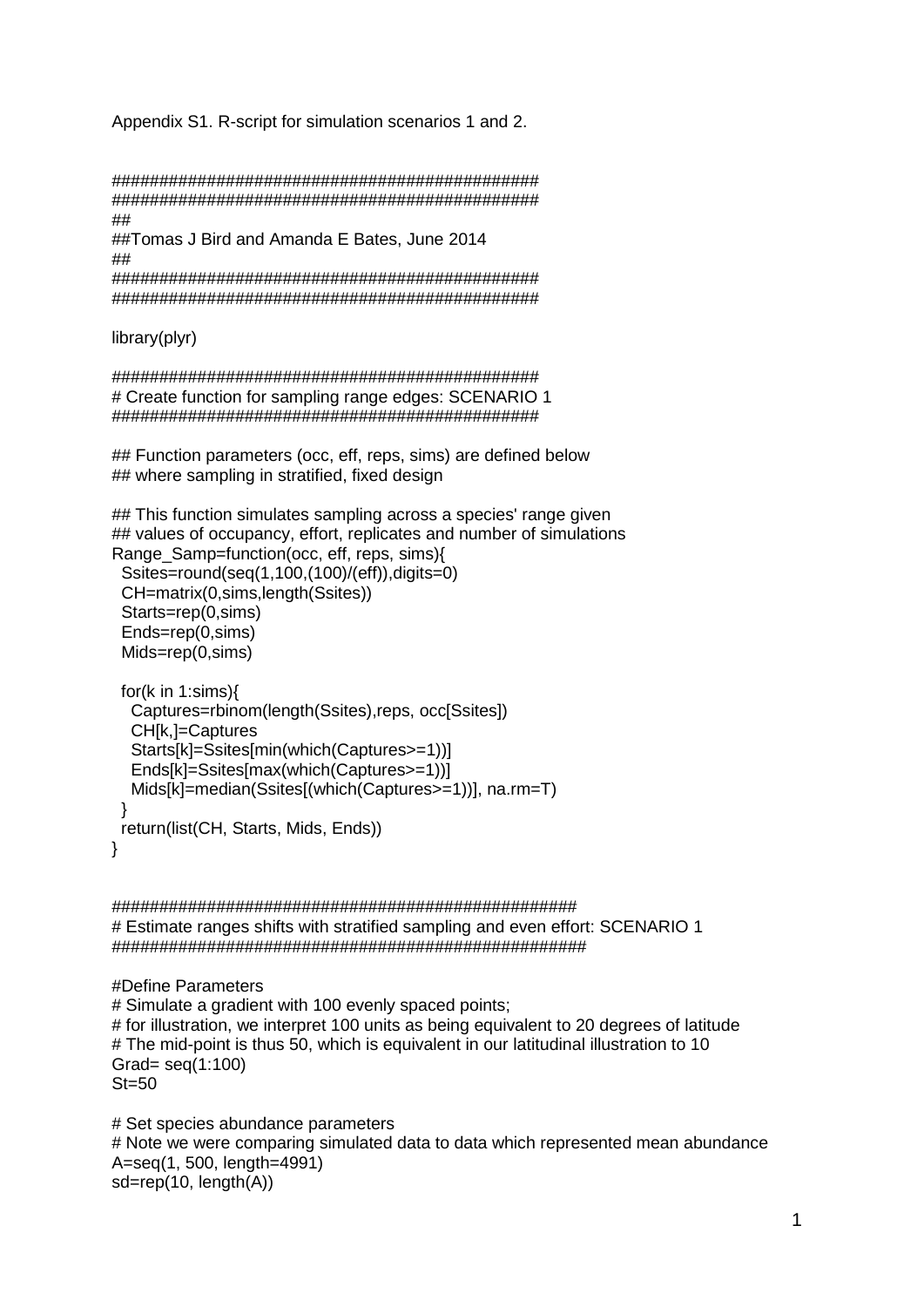Appendix S1. R-script for simulation scenarios 1 and 2.

```
###############################################
###############################################
##
##Tomas J Bird and Amanda E Bates, June 2014
##
###############################################
###############################################

library(plyr)

###############################################
# Create function for sampling range edges: SCENARIO 1
###############################################

## Function parameters (occ, eff, reps, sims) are defined below
## where sampling in stratified, fixed design

## This function simulates sampling across a species' range given
## values of occupancy, effort, replicates and number of simulations
Range_Samp=function(occ, eff, reps, sims){
  Ssites=round(seq(1,100,(100)/(eff)),digits=0)
  CH=matrix(0,sims,length(Ssites))
  Starts=rep(0,sims)
  Ends=rep(0,sims)
  Mids=rep(0,sims)

  for(k in 1:sims){
    Captures=rbinom(length(Ssites),reps, occ[Ssites])
    CH[k,]=Captures
    Starts[k]=Ssites[min(which(Captures>=1))]
    Ends[k]=Ssites[max(which(Captures>=1))]
    Mids[k]=median(Ssites[(which(Captures>=1))], na.rm=T)
  }
  return(list(CH, Starts, Mids, Ends))
}


###################################################
# Estimate ranges shifts with stratified sampling and even effort: SCENARIO 1
###################################################

#Define Parameters
# Simulate a gradient with 100 evenly spaced points;
# for illustration, we interpret 100 units as being equivalent to 20 degrees of latitude
# The mid-point is thus 50, which is equivalent in our latitudinal illustration to 10
Grad= seq(1:100)
St=50

# Set species abundance parameters
# Note we were comparing simulated data to data which represented mean abundance
A=seq(1, 500, length=4991)
sd=rep(10, length(A))
```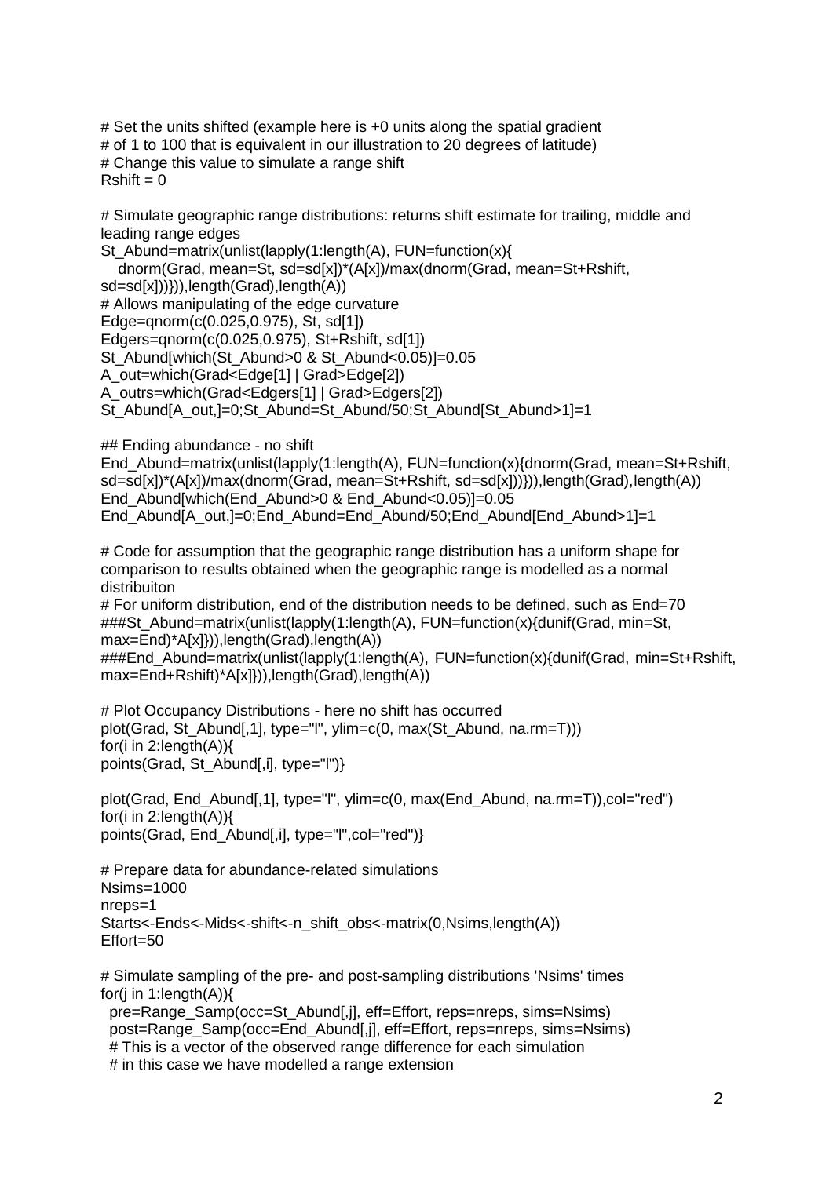```
# Set the units shifted (example here is +0 units along the spatial gradient
# of 1 to 100 that is equivalent in our illustration to 20 degrees of latitude)
# Change this value to simulate a range shift
Rshift = 0

# Simulate geographic range distributions: returns shift estimate for trailing, middle and
leading range edges
St_Abund=matrix(unlist(lapply(1:length(A), FUN=function(x){
   dnorm(Grad, mean=St, sd=sd[x])*(A[x])/max(dnorm(Grad, mean=St+Rshift,
sd=sd[x]))})),length(Grad),length(A))
# Allows manipulating of the edge curvature
Edge=qnorm(c(0.025,0.975), St, sd[1])
Edgers=qnorm(c(0.025,0.975), St+Rshift, sd[1])
St_Abund[which(St_Abund>0 & St_Abund<0.05)]=0.05
A_out=which(Grad<Edge[1] | Grad>Edge[2])
A_outrs=which(Grad<Edgers[1] | Grad>Edgers[2])
St_Abund[A_out,]=0;St_Abund=St_Abund/50;St_Abund[St_Abund>1]=1

## Ending abundance - no shift
End_Abund=matrix(unlist(lapply(1:length(A), FUN=function(x){dnorm(Grad, mean=St+Rshift,
sd=sd[x])*(A[x])/max(dnorm(Grad, mean=St+Rshift, sd=sd[x]))})),length(Grad),length(A))
End_Abund[which(End_Abund>0 & End_Abund<0.05)]=0.05
End_Abund[A_out,]=0;End_Abund=End_Abund/50;End_Abund[End_Abund>1]=1

# Code for assumption that the geographic range distribution has a uniform shape for
comparison to results obtained when the geographic range is modelled as a normal
distribuiton
# For uniform distribution, end of the distribution needs to be defined, such as End=70
###St_Abund=matrix(unlist(lapply(1:length(A), FUN=function(x){dunif(Grad, min=St,
max=End)*A[x]})),length(Grad),length(A))
###End_Abund=matrix(unlist(lapply(1:length(A), FUN=function(x){dunif(Grad, min=St+Rshift,
max=End+Rshift)*A[x]})),length(Grad),length(A))

# Plot Occupancy Distributions - here no shift has occurred
plot(Grad, St_Abund[,1], type="l", ylim=c(0, max(St_Abund, na.rm=T)))
for(i in 2:length(A)){
points(Grad, St_Abund[,i], type="l")}

plot(Grad, End_Abund[,1], type="l", ylim=c(0, max(End_Abund, na.rm=T)),col="red")
for(i in 2:length(A)){
points(Grad, End_Abund[,i], type="l",col="red")}

# Prepare data for abundance-related simulations
Nsims=1000
nreps=1
Starts<-Ends<-Mids<-shift<-n_shift_obs<-matrix(0,Nsims,length(A))
Effort=50

# Simulate sampling of the pre- and post-sampling distributions 'Nsims' times
for(j in 1:length(A)){
  pre=Range_Samp(occ=St_Abund[,j], eff=Effort, reps=nreps, sims=Nsims)
  post=Range_Samp(occ=End_Abund[,j], eff=Effort, reps=nreps, sims=Nsims)
  # This is a vector of the observed range difference for each simulation
  # in this case we have modelled a range extension
```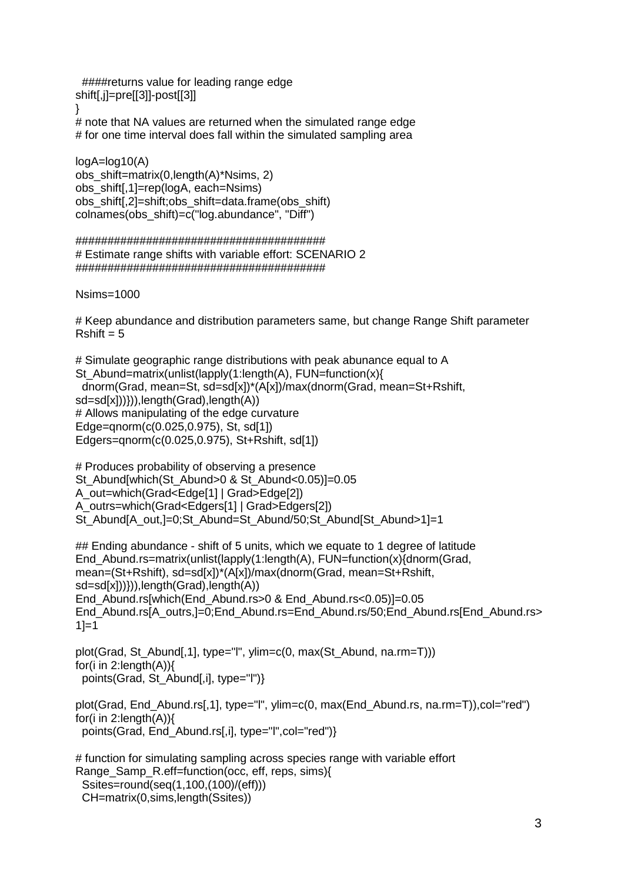```
  ####returns value for leading range edge
shift[,j]=pre[[3]]-post[[3]]
}
# note that NA values are returned when the simulated range edge
# for one time interval does fall within the simulated sampling area

logA=log10(A)
obs_shift=matrix(0,length(A)*Nsims, 2)
obs_shift[,1]=rep(logA, each=Nsims)
obs_shift[,2]=shift;obs_shift=data.frame(obs_shift)
colnames(obs_shift)=c("log.abundance", "Diff")

#######################################
# Estimate range shifts with variable effort: SCENARIO 2
#######################################

Nsims=1000

# Keep abundance and distribution parameters same, but change Range Shift parameter
Rshift = 5

# Simulate geographic range distributions with peak abunance equal to A
St_Abund=matrix(unlist(lapply(1:length(A), FUN=function(x){
  dnorm(Grad, mean=St, sd=sd[x])*(A[x])/max(dnorm(Grad, mean=St+Rshift,
sd=sd[x]))})),length(Grad),length(A))
# Allows manipulating of the edge curvature
Edge=qnorm(c(0.025,0.975), St, sd[1])
Edgers=qnorm(c(0.025,0.975), St+Rshift, sd[1])

# Produces probability of observing a presence
St_Abund[which(St_Abund>0 & St_Abund<0.05)]=0.05
A_out=which(Grad<Edge[1] | Grad>Edge[2])
A_outrs=which(Grad<Edgers[1] | Grad>Edgers[2])
St_Abund[A_out,]=0;St_Abund=St_Abund/50;St_Abund[St_Abund>1]=1

## Ending abundance - shift of 5 units, which we equate to 1 degree of latitude
End_Abund.rs=matrix(unlist(lapply(1:length(A), FUN=function(x){dnorm(Grad,
mean=(St+Rshift), sd=sd[x])*(A[x])/max(dnorm(Grad, mean=St+Rshift,
sd=sd[x]))})),length(Grad),length(A))
End_Abund.rs[which(End_Abund.rs>0 & End_Abund.rs<0.05)]=0.05
End_Abund.rs[A_outrs,]=0;End_Abund.rs=End_Abund.rs/50;End_Abund.rs[End_Abund.rs>
1]=1

plot(Grad, St_Abund[,1], type="l", ylim=c(0, max(St_Abund, na.rm=T)))
for(i in 2:length(A)){
  points(Grad, St_Abund[,i], type="l")}

plot(Grad, End_Abund.rs[,1], type="l", ylim=c(0, max(End_Abund.rs, na.rm=T)),col="red")
for(i in 2:length(A)){
  points(Grad, End_Abund.rs[,i], type="l",col="red")}

# function for simulating sampling across species range with variable effort
Range_Samp_R.eff=function(occ, eff, reps, sims){
  Ssites=round(seq(1,100,(100)/(eff)))
  CH=matrix(0,sims,length(Ssites))
```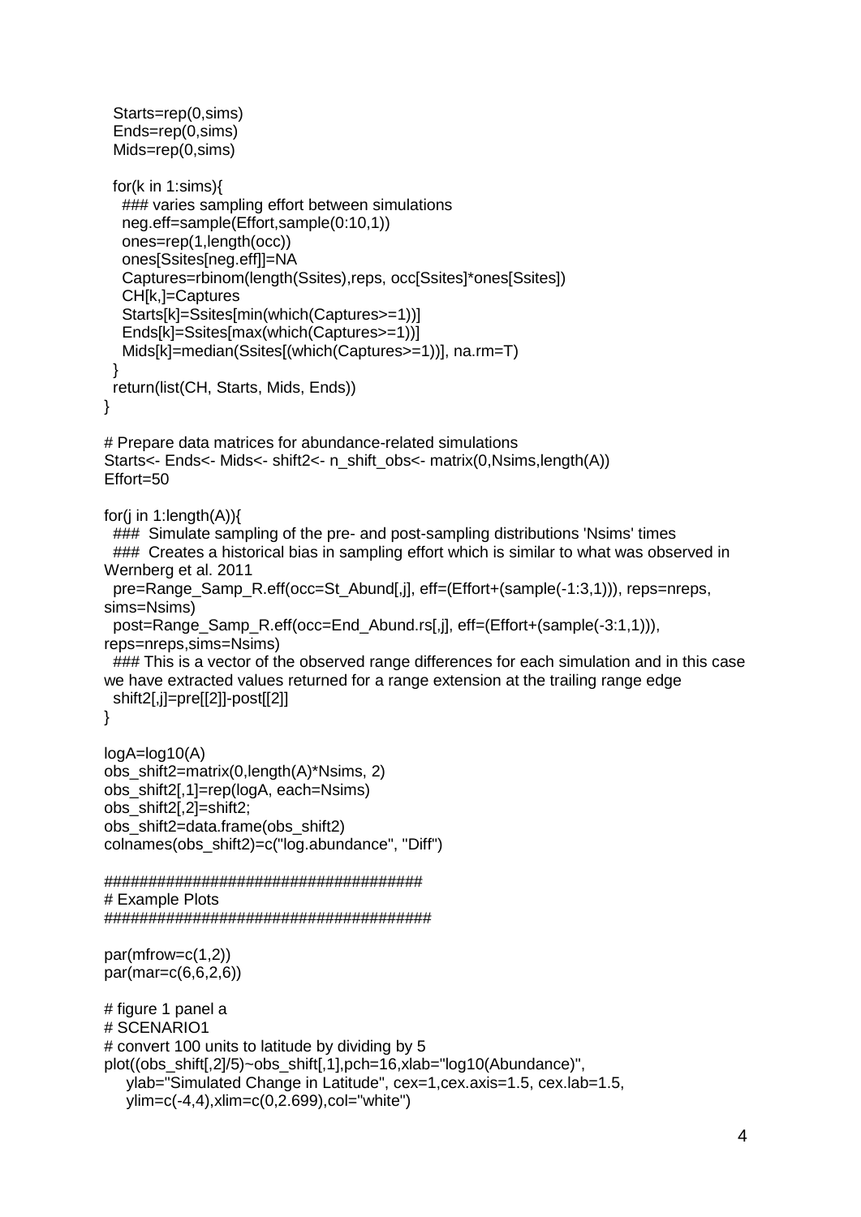```
  Starts=rep(0,sims)
  Ends=rep(0,sims)
  Mids=rep(0,sims)

  for(k in 1:sims){
    ### varies sampling effort between simulations
    neg.eff=sample(Effort,sample(0:10,1))
    ones=rep(1,length(occ))
    ones[Ssites[neg.eff]]=NA
    Captures=rbinom(length(Ssites),reps, occ[Ssites]*ones[Ssites])
    CH[k,]=Captures
    Starts[k]=Ssites[min(which(Captures>=1))]
    Ends[k]=Ssites[max(which(Captures>=1))]
    Mids[k]=median(Ssites[(which(Captures>=1))], na.rm=T)
  }
  return(list(CH, Starts, Mids, Ends))
}

# Prepare data matrices for abundance-related simulations
Starts<- Ends<- Mids<- shift2<- n_shift_obs<- matrix(0,Nsims,length(A))
Effort=50

for(j in 1:length(A)){
  ###  Simulate sampling of the pre- and post-sampling distributions 'Nsims' times
  ###  Creates a historical bias in sampling effort which is similar to what was observed in Wernberg et al. 2011
  pre=Range_Samp_R.eff(occ=St_Abund[,j], eff=(Effort+(sample(-1:3,1))), reps=nreps, sims=Nsims)
  post=Range_Samp_R.eff(occ=End_Abund.rs[,j], eff=(Effort+(sample(-3:1,1))), reps=nreps,sims=Nsims)
  ### This is a vector of the observed range differences for each simulation and in this case we have extracted values returned for a range extension at the trailing range edge
  shift2[,j]=pre[[2]]-post[[2]]
}

logA=log10(A)
obs_shift2=matrix(0,length(A)*Nsims, 2)
obs_shift2[,1]=rep(logA, each=Nsims)
obs_shift2[,2]=shift2;
obs_shift2=data.frame(obs_shift2)
colnames(obs_shift2)=c("log.abundance", "Diff")

####################################
# Example Plots
#####################################

par(mfrow=c(1,2))
par(mar=c(6,6,2,6))

# figure 1 panel a
# SCENARIO1
# convert 100 units to latitude by dividing by 5
plot((obs_shift[,2]/5)~obs_shift[,1],pch=16,xlab="log10(Abundance)",
    ylab="Simulated Change in Latitude", cex=1,cex.axis=1.5, cex.lab=1.5,
    ylim=c(-4,4),xlim=c(0,2.699),col="white")
```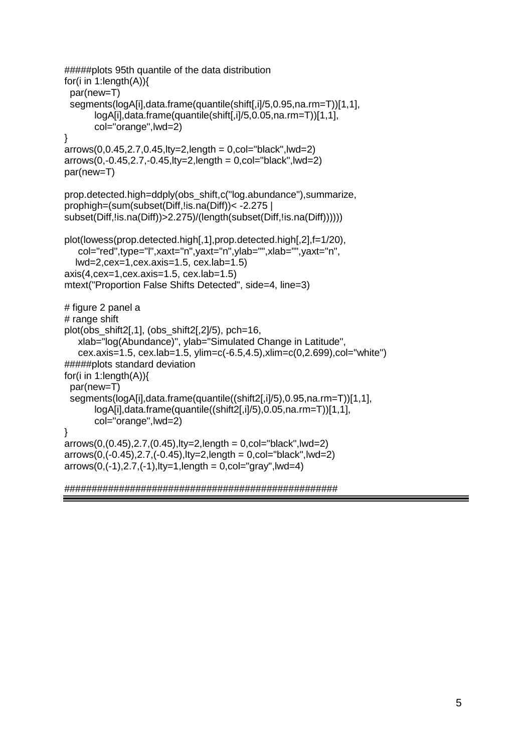```
#####plots 95th quantile of the data distribution
for(i in 1:length(A)){
  par(new=T)
  segments(logA[i],data.frame(quantile(shift[,i]/5,0.95,na.rm=T))[1,1],
         logA[i],data.frame(quantile(shift[,i]/5,0.05,na.rm=T))[1,1],
         col="orange",lwd=2)
}
arrows(0,0.45,2.7,0.45,lty=2,length = 0,col="black",lwd=2)
arrows(0,-0.45,2.7,-0.45,lty=2,length = 0,col="black",lwd=2)
par(new=T)

prop.detected.high=ddply(obs_shift,c("log.abundance"),summarize,
prophigh=(sum(subset(Diff,!is.na(Diff))< -2.275 |
subset(Diff,!is.na(Diff))>2.275)/(length(subset(Diff,!is.na(Diff))))))

plot(lowess(prop.detected.high[,1],prop.detected.high[,2],f=1/20),
     col="red",type="l",xaxt="n",yaxt="n",ylab="",xlab="",yaxt="n",
    lwd=2,cex=1,cex.axis=1.5, cex.lab=1.5)
axis(4,cex=1,cex.axis=1.5, cex.lab=1.5)
mtext("Proportion False Shifts Detected", side=4, line=3)

# figure 2 panel a
# range shift
plot(obs_shift2[,1], (obs_shift2[,2]/5), pch=16,
     xlab="log(Abundance)", ylab="Simulated Change in Latitude",
     cex.axis=1.5, cex.lab=1.5, ylim=c(-6.5,4.5),xlim=c(0,2.699),col="white")
#####plots standard deviation
for(i in 1:length(A)){
  par(new=T)
  segments(logA[i],data.frame(quantile((shift2[,i]/5),0.95,na.rm=T))[1,1],
         logA[i],data.frame(quantile((shift2[,i]/5),0.05,na.rm=T))[1,1],
         col="orange",lwd=2)
}
arrows(0,(0.45),2.7,(0.45),lty=2,length = 0,col="black",lwd=2)
arrows(0,(-0.45),2.7,(-0.45),lty=2,length = 0,col="black",lwd=2)
arrows(0,(-1),2.7,(-1),lty=1,length = 0,col="gray",lwd=4)

##################################################
```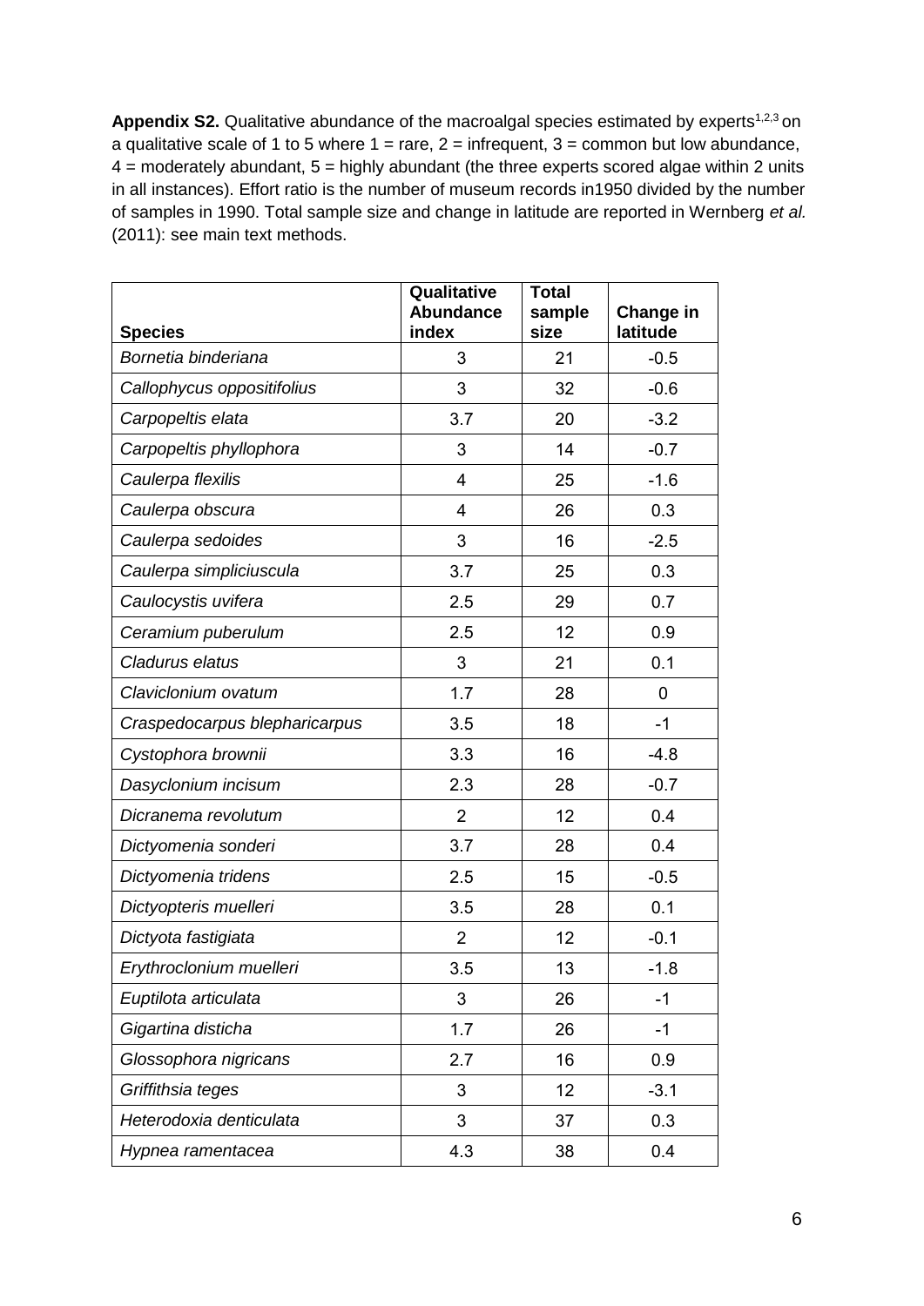**Appendix S2.** Qualitative abundance of the macroalgal species estimated by experts[1,2,3] on a qualitative scale of 1 to 5 where 1 = rare, 2 = infrequent, 3 = common but low abundance, 4 = moderately abundant, 5 = highly abundant (the three experts scored algae within 2 units in all instances). Effort ratio is the number of museum records in1950 divided by the number of samples in 1990. Total sample size and change in latitude are reported in Wernberg *et al.* (2011): see main text methods.

| Species | Qualitative Abundance index | Total sample size | Change in latitude |
|---|---|---|---|
| *Bornetia binderiana* | 3 | 21 | -0.5 |
| *Callophycus oppositifolius* | 3 | 32 | -0.6 |
| *Carpopeltis elata* | 3.7 | 20 | -3.2 |
| *Carpopeltis phyllophora* | 3 | 14 | -0.7 |
| *Caulerpa flexilis* | 4 | 25 | -1.6 |
| *Caulerpa obscura* | 4 | 26 | 0.3 |
| *Caulerpa sedoides* | 3 | 16 | -2.5 |
| *Caulerpa simpliciuscula* | 3.7 | 25 | 0.3 |
| *Caulocystis uvifera* | 2.5 | 29 | 0.7 |
| *Ceramium puberulum* | 2.5 | 12 | 0.9 |
| *Cladurus elatus* | 3 | 21 | 0.1 |
| *Claviclonium ovatum* | 1.7 | 28 | 0 |
| *Craspedocarpus blepharicarpus* | 3.5 | 18 | -1 |
| *Cystophora brownii* | 3.3 | 16 | -4.8 |
| *Dasyclonium incisum* | 2.3 | 28 | -0.7 |
| *Dicranema revolutum* | 2 | 12 | 0.4 |
| *Dictyomenia sonderi* | 3.7 | 28 | 0.4 |
| *Dictyomenia tridens* | 2.5 | 15 | -0.5 |
| *Dictyopteris muelleri* | 3.5 | 28 | 0.1 |
| *Dictyota fastigiata* | 2 | 12 | -0.1 |
| *Erythroclonium muelleri* | 3.5 | 13 | -1.8 |
| *Euptilota articulata* | 3 | 26 | -1 |
| *Gigartina disticha* | 1.7 | 26 | -1 |
| *Glossophora nigricans* | 2.7 | 16 | 0.9 |
| *Griffithsia teges* | 3 | 12 | -3.1 |
| *Heterodoxia denticulata* | 3 | 37 | 0.3 |
| *Hypnea ramentacea* | 4.3 | 38 | 0.4 |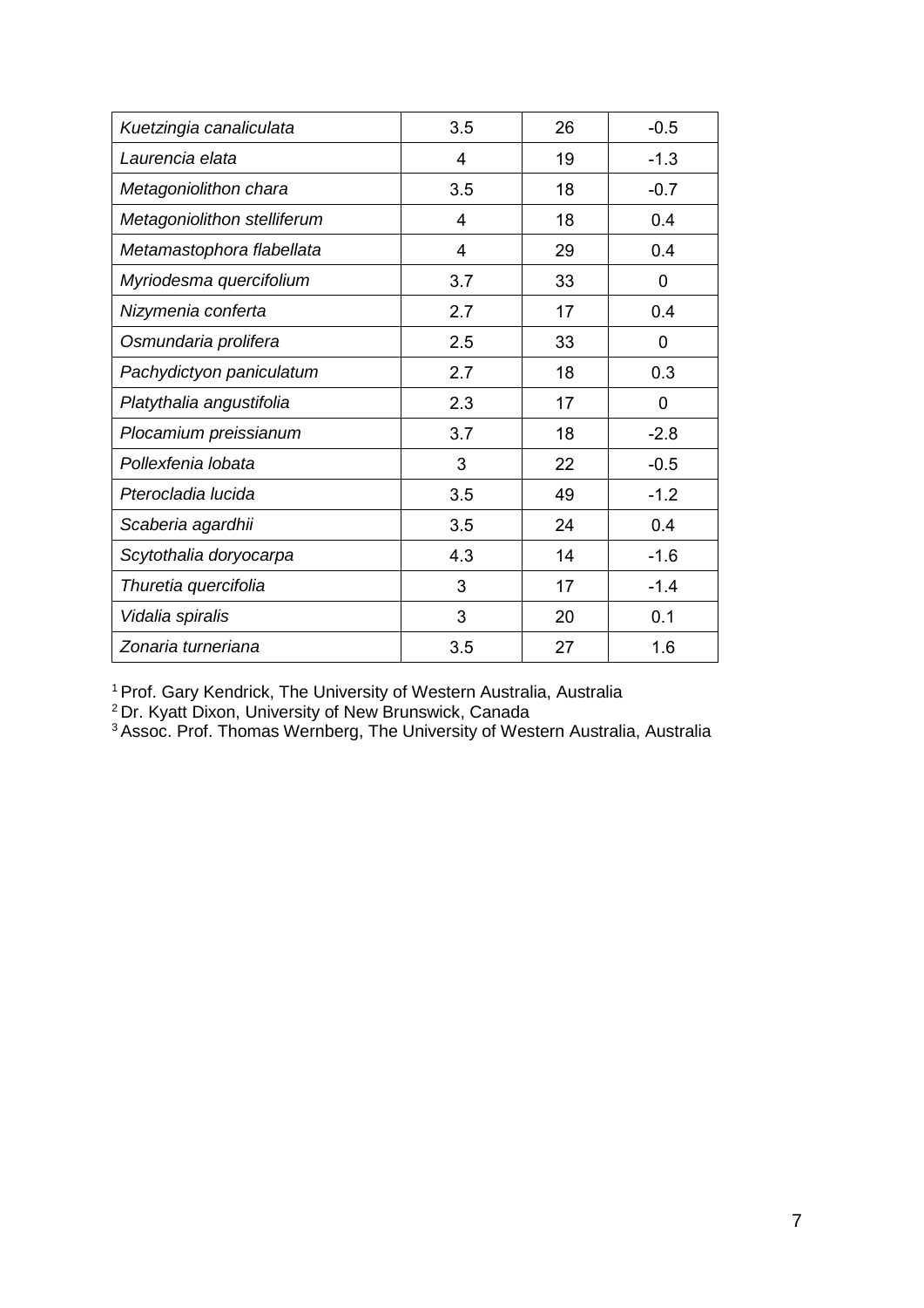| | | | |
|---|---|---|---|
| *Kuetzingia canaliculata* | 3.5 | 26 | -0.5 |
| *Laurencia elata* | 4 | 19 | -1.3 |
| *Metagoniolithon chara* | 3.5 | 18 | -0.7 |
| *Metagoniolithon stelliferum* | 4 | 18 | 0.4 |
| *Metamastophora flabellata* | 4 | 29 | 0.4 |
| *Myriodesma quercifolium* | 3.7 | 33 | 0 |
| *Nizymenia conferta* | 2.7 | 17 | 0.4 |
| *Osmundaria prolifera* | 2.5 | 33 | 0 |
| *Pachydictyon paniculatum* | 2.7 | 18 | 0.3 |
| *Platythalia angustifolia* | 2.3 | 17 | 0 |
| *Plocamium preissianum* | 3.7 | 18 | -2.8 |
| *Pollexfenia lobata* | 3 | 22 | -0.5 |
| *Pterocladia lucida* | 3.5 | 49 | -1.2 |
| *Scaberia agardhii* | 3.5 | 24 | 0.4 |
| *Scytothalia doryocarpa* | 4.3 | 14 | -1.6 |
| *Thuretia quercifolia* | 3 | 17 | -1.4 |
| *Vidalia spiralis* | 3 | 20 | 0.1 |
| *Zonaria turneriana* | 3.5 | 27 | 1.6 |

[1] Prof. Gary Kendrick, The University of Western Australia, Australia
[2] Dr. Kyatt Dixon, University of New Brunswick, Canada
[3] Assoc. Prof. Thomas Wernberg, The University of Western Australia, Australia